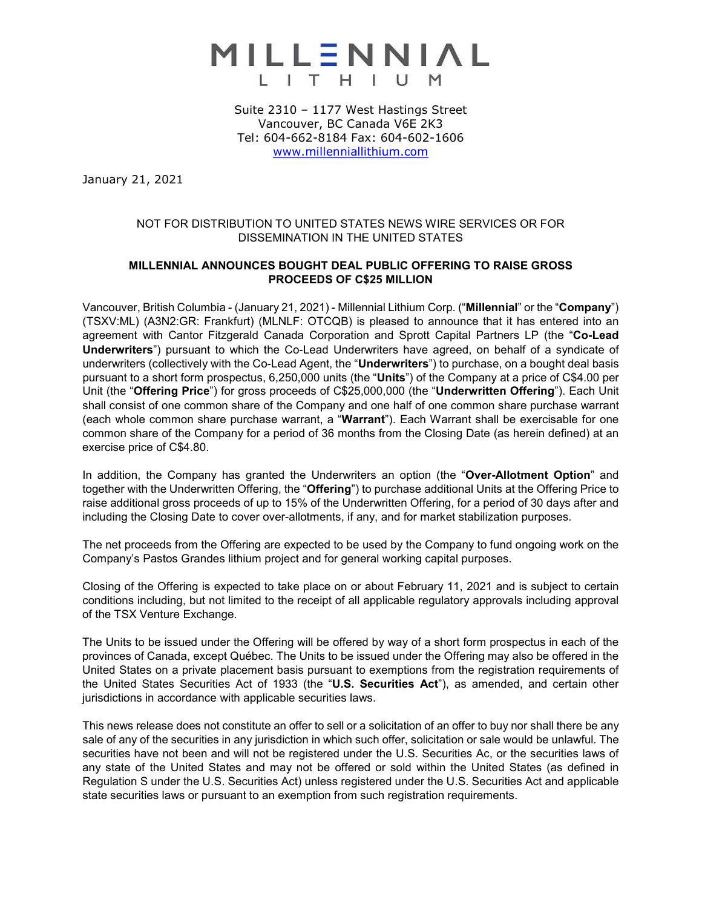# MILLENNIAL LITHIUM

Suite 2310 – 1177 West Hastings Street
Vancouver, BC Canada V6E 2K3
Tel: 604-662-8184 Fax: 604-602-1606
www.millenniallithium.com

January 21, 2021

NOT FOR DISTRIBUTION TO UNITED STATES NEWS WIRE SERVICES OR FOR DISSEMINATION IN THE UNITED STATES

**MILLENNIAL ANNOUNCES BOUGHT DEAL PUBLIC OFFERING TO RAISE GROSS PROCEEDS OF C$25 MILLION**

Vancouver, British Columbia - (January 21, 2021) - Millennial Lithium Corp. ("**Millennial**" or the "**Company**") (TSXV:ML) (A3N2:GR: Frankfurt) (MLNLF: OTCQB) is pleased to announce that it has entered into an agreement with Cantor Fitzgerald Canada Corporation and Sprott Capital Partners LP (the "**Co-Lead Underwriters**") pursuant to which the Co-Lead Underwriters have agreed, on behalf of a syndicate of underwriters (collectively with the Co-Lead Agent, the "**Underwriters**") to purchase, on a bought deal basis pursuant to a short form prospectus, 6,250,000 units (the "**Units**") of the Company at a price of C$4.00 per Unit (the "**Offering Price**") for gross proceeds of C$25,000,000 (the "**Underwritten Offering**"). Each Unit shall consist of one common share of the Company and one half of one common share purchase warrant (each whole common share purchase warrant, a "**Warrant**"). Each Warrant shall be exercisable for one common share of the Company for a period of 36 months from the Closing Date (as herein defined) at an exercise price of C$4.80.

In addition, the Company has granted the Underwriters an option (the "**Over-Allotment Option**" and together with the Underwritten Offering, the "**Offering**") to purchase additional Units at the Offering Price to raise additional gross proceeds of up to 15% of the Underwritten Offering, for a period of 30 days after and including the Closing Date to cover over-allotments, if any, and for market stabilization purposes.

The net proceeds from the Offering are expected to be used by the Company to fund ongoing work on the Company's Pastos Grandes lithium project and for general working capital purposes.

Closing of the Offering is expected to take place on or about February 11, 2021 and is subject to certain conditions including, but not limited to the receipt of all applicable regulatory approvals including approval of the TSX Venture Exchange.

The Units to be issued under the Offering will be offered by way of a short form prospectus in each of the provinces of Canada, except Québec. The Units to be issued under the Offering may also be offered in the United States on a private placement basis pursuant to exemptions from the registration requirements of the United States Securities Act of 1933 (the "**U.S. Securities Act**"), as amended, and certain other jurisdictions in accordance with applicable securities laws.

This news release does not constitute an offer to sell or a solicitation of an offer to buy nor shall there be any sale of any of the securities in any jurisdiction in which such offer, solicitation or sale would be unlawful. The securities have not been and will not be registered under the U.S. Securities Ac, or the securities laws of any state of the United States and may not be offered or sold within the United States (as defined in Regulation S under the U.S. Securities Act) unless registered under the U.S. Securities Act and applicable state securities laws or pursuant to an exemption from such registration requirements.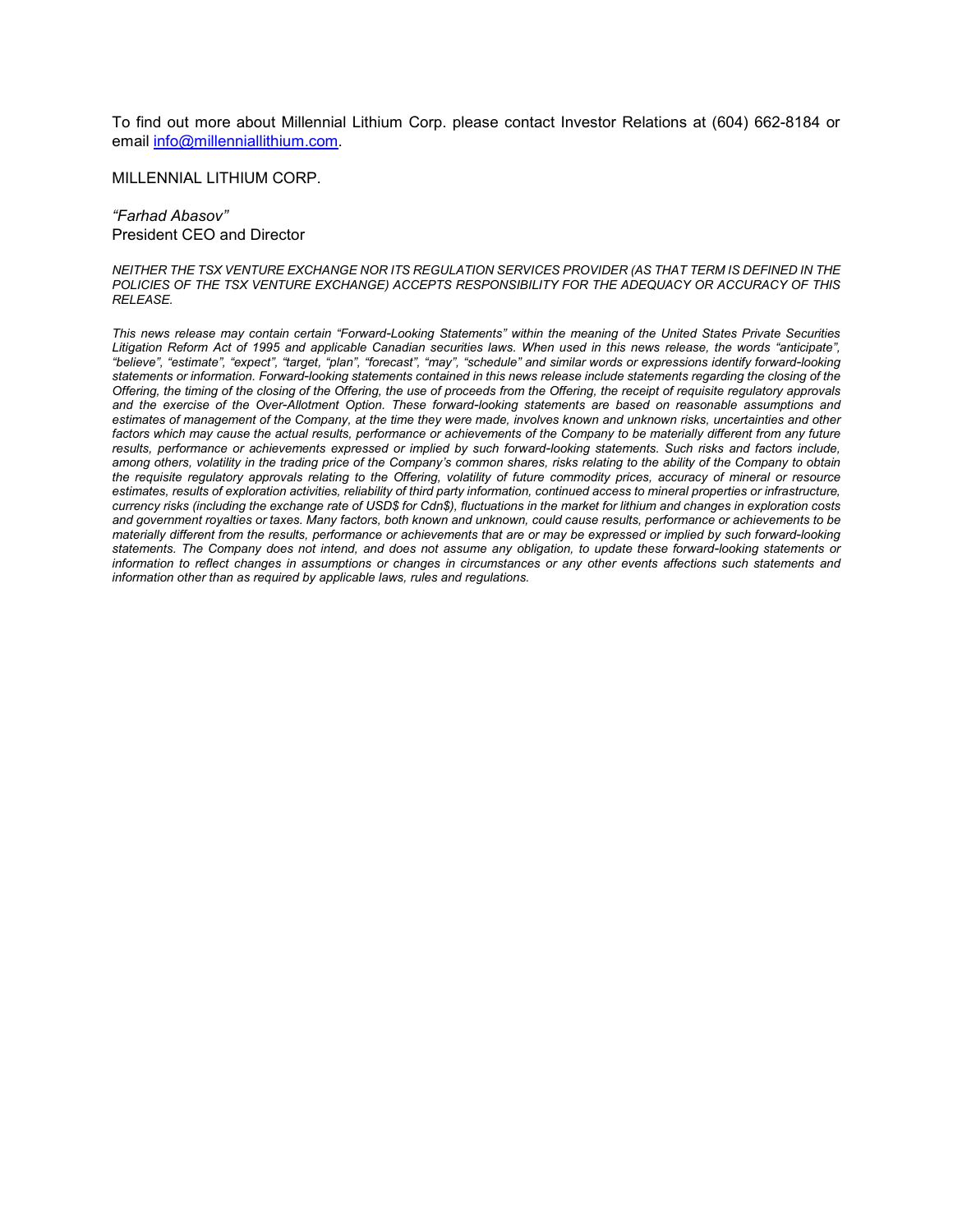To find out more about Millennial Lithium Corp. please contact Investor Relations at (604) 662-8184 or email info@millenniallithium.com.

MILLENNIAL LITHIUM CORP.

*"Farhad Abasov"*
President CEO and Director

*NEITHER THE TSX VENTURE EXCHANGE NOR ITS REGULATION SERVICES PROVIDER (AS THAT TERM IS DEFINED IN THE POLICIES OF THE TSX VENTURE EXCHANGE) ACCEPTS RESPONSIBILITY FOR THE ADEQUACY OR ACCURACY OF THIS RELEASE.*

*This news release may contain certain "Forward-Looking Statements" within the meaning of the United States Private Securities Litigation Reform Act of 1995 and applicable Canadian securities laws. When used in this news release, the words "anticipate", "believe", "estimate", "expect", "target, "plan", "forecast", "may", "schedule" and similar words or expressions identify forward-looking statements or information. Forward-looking statements contained in this news release include statements regarding the closing of the Offering, the timing of the closing of the Offering, the use of proceeds from the Offering, the receipt of requisite regulatory approvals and the exercise of the Over-Allotment Option. These forward-looking statements are based on reasonable assumptions and estimates of management of the Company, at the time they were made, involves known and unknown risks, uncertainties and other factors which may cause the actual results, performance or achievements of the Company to be materially different from any future results, performance or achievements expressed or implied by such forward-looking statements. Such risks and factors include, among others, volatility in the trading price of the Company's common shares, risks relating to the ability of the Company to obtain the requisite regulatory approvals relating to the Offering, volatility of future commodity prices, accuracy of mineral or resource estimates, results of exploration activities, reliability of third party information, continued access to mineral properties or infrastructure, currency risks (including the exchange rate of USD$ for Cdn$), fluctuations in the market for lithium and changes in exploration costs and government royalties or taxes. Many factors, both known and unknown, could cause results, performance or achievements to be materially different from the results, performance or achievements that are or may be expressed or implied by such forward-looking statements. The Company does not intend, and does not assume any obligation, to update these forward-looking statements or information to reflect changes in assumptions or changes in circumstances or any other events affections such statements and information other than as required by applicable laws, rules and regulations.*